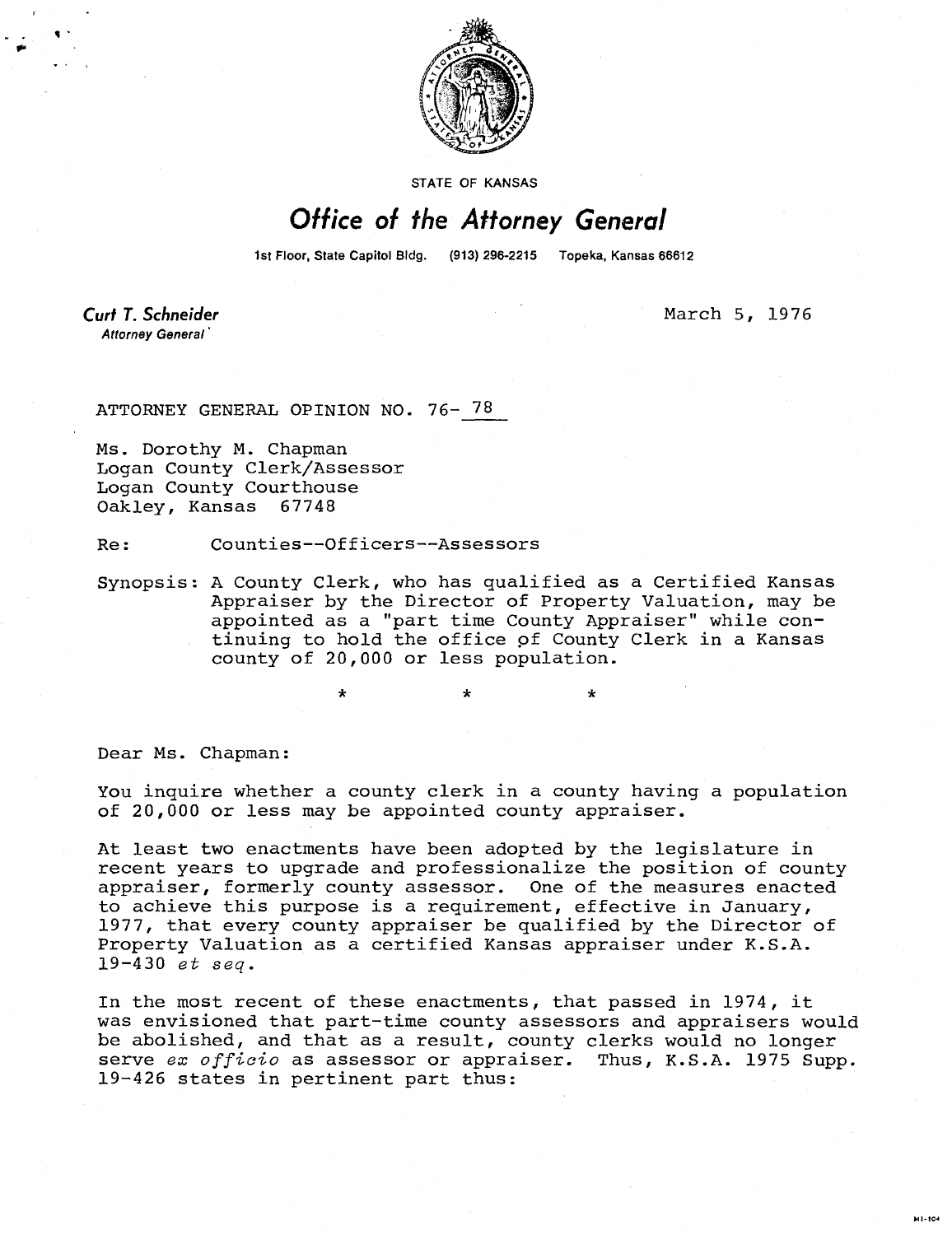STATE OF KANSAS

# Office of the Attorney General

1st Floor, State Capitol Bldg. (913) 296-2215 Topeka, Kansas 66612

**Curt T. Schneider**
*Attorney General*

March 5, 1976

ATTORNEY GENERAL OPINION NO. 76- 78

Ms. Dorothy M. Chapman
Logan County Clerk/Assessor
Logan County Courthouse
Oakley, Kansas 67748

Re: Counties--Officers--Assessors

Synopsis: A County Clerk, who has qualified as a Certified Kansas Appraiser by the Director of Property Valuation, may be appointed as a "part time County Appraiser" while continuing to hold the office of County Clerk in a Kansas county of 20,000 or less population.

\* \* \*

Dear Ms. Chapman:

You inquire whether a county clerk in a county having a population of 20,000 or less may be appointed county appraiser.

At least two enactments have been adopted by the legislature in recent years to upgrade and professionalize the position of county appraiser, formerly county assessor. One of the measures enacted to achieve this purpose is a requirement, effective in January, 1977, that every county appraiser be qualified by the Director of Property Valuation as a certified Kansas appraiser under K.S.A. 19-430 *et seq.*

In the most recent of these enactments, that passed in 1974, it was envisioned that part-time county assessors and appraisers would be abolished, and that as a result, county clerks would no longer serve *ex officio* as assessor or appraiser. Thus, K.S.A. 1975 Supp. 19-426 states in pertinent part thus: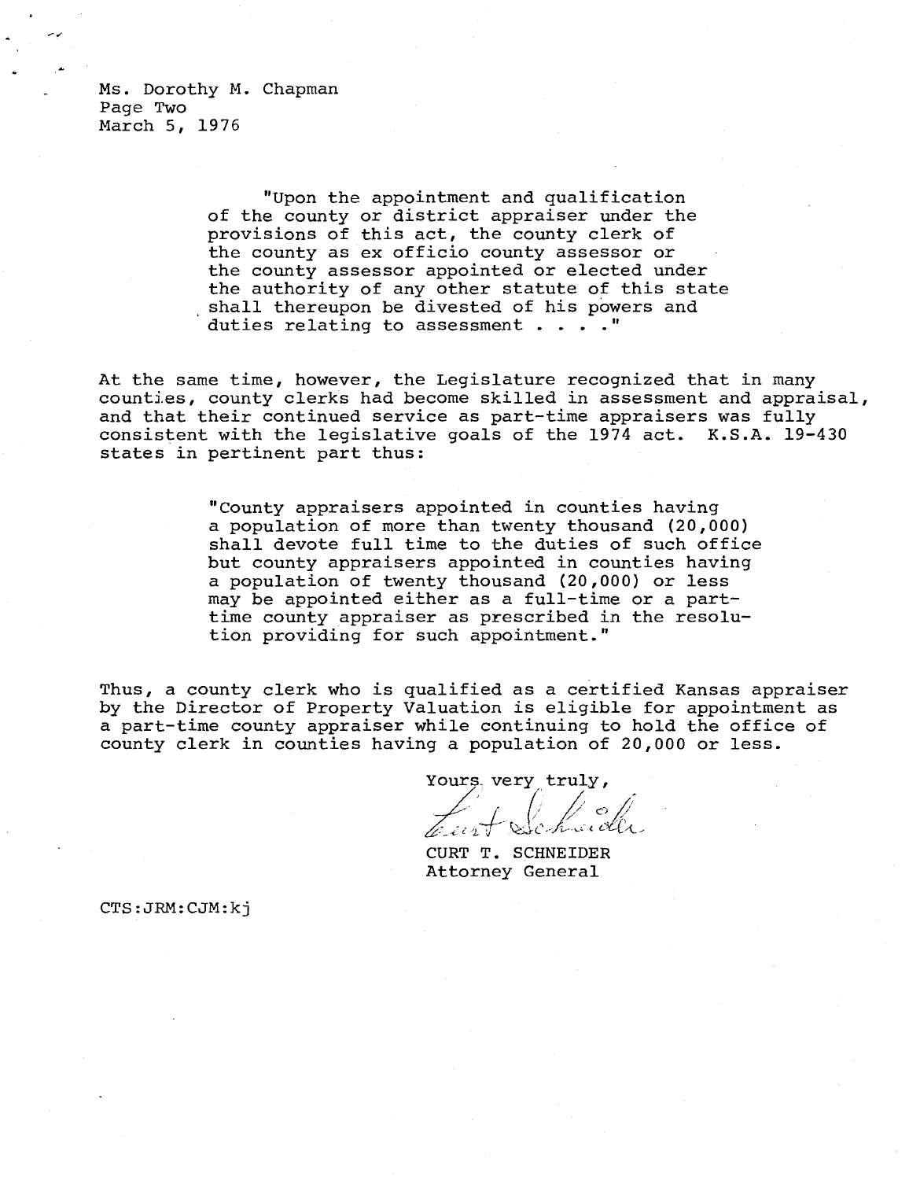Ms. Dorothy M. Chapman
Page Two
March 5, 1976

> "Upon the appointment and qualification of the county or district appraiser under the provisions of this act, the county clerk of the county as ex officio county assessor or the county assessor appointed or elected under the authority of any other statute of this state shall thereupon be divested of his powers and duties relating to assessment . . . ."

At the same time, however, the Legislature recognized that in many counties, county clerks had become skilled in assessment and appraisal, and that their continued service as part-time appraisers was fully consistent with the legislative goals of the 1974 act. K.S.A. 19-430 states in pertinent part thus:

> "County appraisers appointed in counties having a population of more than twenty thousand (20,000) shall devote full time to the duties of such office but county appraisers appointed in counties having a population of twenty thousand (20,000) or less may be appointed either as a full-time or a part-time county appraiser as prescribed in the resolution providing for such appointment."

Thus, a county clerk who is qualified as a certified Kansas appraiser by the Director of Property Valuation is eligible for appointment as a part-time county appraiser while continuing to hold the office of county clerk in counties having a population of 20,000 or less.

Yours very truly,

Curt Schneider

CURT T. SCHNEIDER
Attorney General

CTS:JRM:CJM:kj